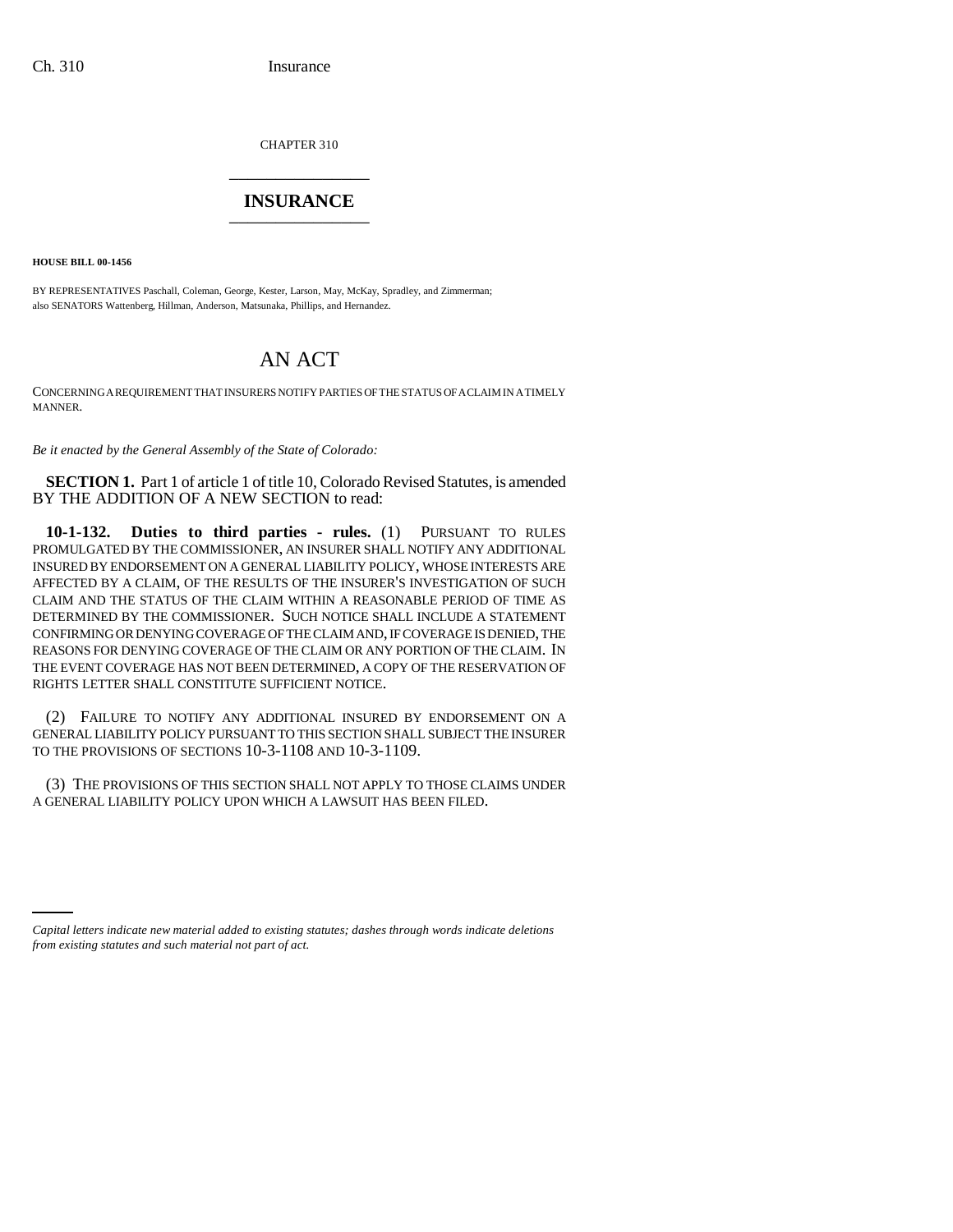CHAPTER 310

# INSURANCE

**HOUSE BILL 00-1456**

BY REPRESENTATIVES Paschall, Coleman, George, Kester, Larson, May, McKay, Spradley, and Zimmerman;
also SENATORS Wattenberg, Hillman, Anderson, Matsunaka, Phillips, and Hernandez.

# AN ACT

CONCERNING A REQUIREMENT THAT INSURERS NOTIFY PARTIES OF THE STATUS OF A CLAIM IN A TIMELY MANNER.

*Be it enacted by the General Assembly of the State of Colorado:*

**SECTION 1.** Part 1 of article 1 of title 10, Colorado Revised Statutes, is amended BY THE ADDITION OF A NEW SECTION to read:

**10-1-132. Duties to third parties - rules.** (1) PURSUANT TO RULES PROMULGATED BY THE COMMISSIONER, AN INSURER SHALL NOTIFY ANY ADDITIONAL INSURED BY ENDORSEMENT ON A GENERAL LIABILITY POLICY, WHOSE INTERESTS ARE AFFECTED BY A CLAIM, OF THE RESULTS OF THE INSURER'S INVESTIGATION OF SUCH CLAIM AND THE STATUS OF THE CLAIM WITHIN A REASONABLE PERIOD OF TIME AS DETERMINED BY THE COMMISSIONER. SUCH NOTICE SHALL INCLUDE A STATEMENT CONFIRMING OR DENYING COVERAGE OF THE CLAIM AND, IF COVERAGE IS DENIED, THE REASONS FOR DENYING COVERAGE OF THE CLAIM OR ANY PORTION OF THE CLAIM. IN THE EVENT COVERAGE HAS NOT BEEN DETERMINED, A COPY OF THE RESERVATION OF RIGHTS LETTER SHALL CONSTITUTE SUFFICIENT NOTICE.

(2) FAILURE TO NOTIFY ANY ADDITIONAL INSURED BY ENDORSEMENT ON A GENERAL LIABILITY POLICY PURSUANT TO THIS SECTION SHALL SUBJECT THE INSURER TO THE PROVISIONS OF SECTIONS 10-3-1108 AND 10-3-1109.

(3) THE PROVISIONS OF THIS SECTION SHALL NOT APPLY TO THOSE CLAIMS UNDER A GENERAL LIABILITY POLICY UPON WHICH A LAWSUIT HAS BEEN FILED.

*Capital letters indicate new material added to existing statutes; dashes through words indicate deletions from existing statutes and such material not part of act.*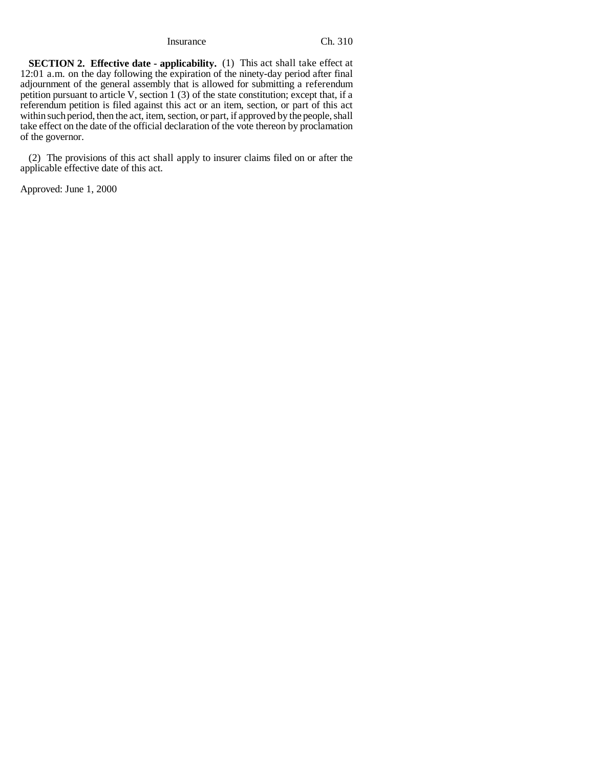**SECTION 2. Effective date - applicability.** (1) This act shall take effect at 12:01 a.m. on the day following the expiration of the ninety-day period after final adjournment of the general assembly that is allowed for submitting a referendum petition pursuant to article V, section 1 (3) of the state constitution; except that, if a referendum petition is filed against this act or an item, section, or part of this act within such period, then the act, item, section, or part, if approved by the people, shall take effect on the date of the official declaration of the vote thereon by proclamation of the governor.

(2) The provisions of this act shall apply to insurer claims filed on or after the applicable effective date of this act.

Approved: June 1, 2000